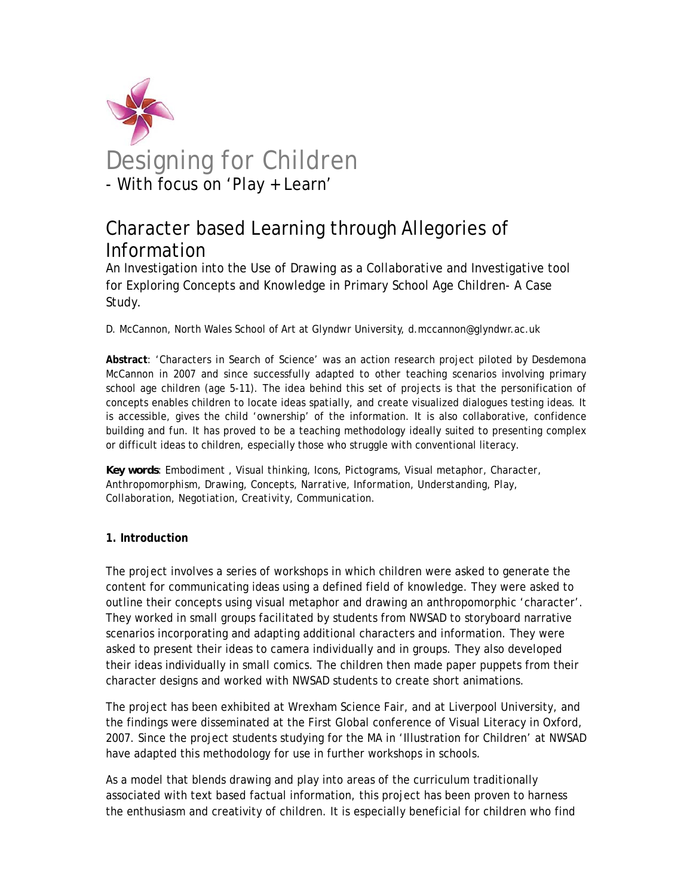# Designing for Children

- With focus on 'Play + Learn'

## Character based Learning through Allegories of Information

An Investigation into the Use of Drawing as a Collaborative and Investigative tool for Exploring Concepts and Knowledge in Primary School Age Children- A Case Study.

D. McCannon, North Wales School of Art at Glyndwr University, d.mccannon@glyndwr.ac.uk

**Abstract**: 'Characters in Search of Science' was an action research project piloted by Desdemona McCannon in 2007 and since successfully adapted to other teaching scenarios involving primary school age children (age 5-11). The idea behind this set of projects is that the personification of concepts enables children to locate ideas spatially, and create visualized dialogues testing ideas. It is accessible, gives the child 'ownership' of the information. It is also collaborative, confidence building and fun. It has proved to be a teaching methodology ideally suited to presenting complex or difficult ideas to children, especially those who struggle with conventional literacy.

**Key words**: Embodiment , Visual thinking, Icons, Pictograms, Visual metaphor, Character, Anthropomorphism, Drawing, Concepts, Narrative, Information, Understanding, Play, Collaboration, Negotiation, Creativity, Communication.

### 1. Introduction

The project involves a series of workshops in which children were asked to generate the content for communicating ideas using a defined field of knowledge. They were asked to outline their concepts using visual metaphor and drawing an anthropomorphic 'character'. They worked in small groups facilitated by students from NWSAD to storyboard narrative scenarios incorporating and adapting additional characters and information. They were asked to present their ideas to camera individually and in groups. They also developed their ideas individually in small comics. The children then made paper puppets from their character designs and worked with NWSAD students to create short animations.

The project has been exhibited at Wrexham Science Fair, and at Liverpool University, and the findings were disseminated at the First Global conference of Visual Literacy in Oxford, 2007. Since the project students studying for the MA in 'Illustration for Children' at NWSAD have adapted this methodology for use in further workshops in schools.

As a model that blends drawing and play into areas of the curriculum traditionally associated with text based factual information, this project has been proven to harness the enthusiasm and creativity of children. It is especially beneficial for children who find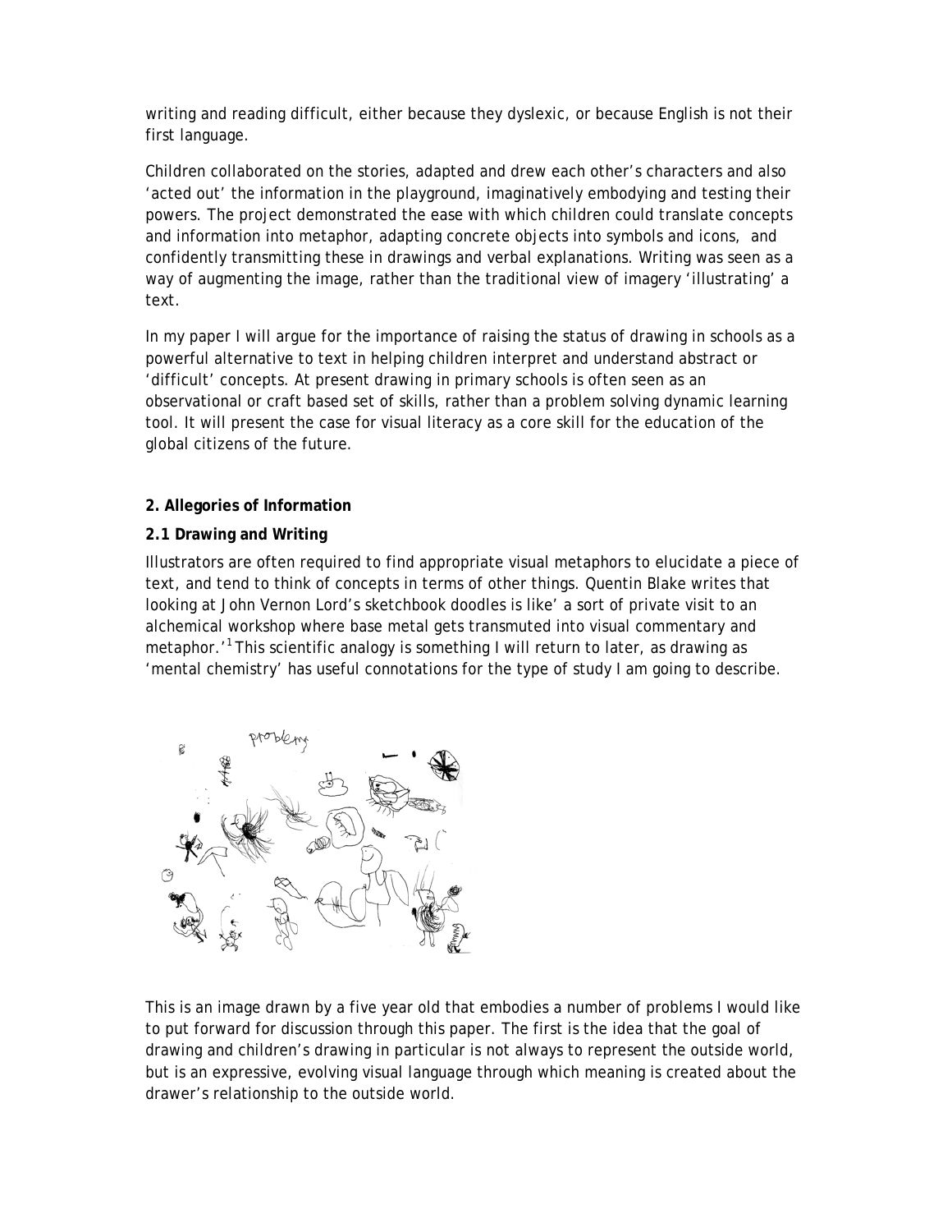writing and reading difficult, either because they dyslexic, or because English is not their first language.

Children collaborated on the stories, adapted and drew each other's characters and also 'acted out' the information in the playground, imaginatively embodying and testing their powers. The project demonstrated the ease with which children could translate concepts and information into metaphor, adapting concrete objects into symbols and icons, and confidently transmitting these in drawings and verbal explanations. Writing was seen as a way of augmenting the image, rather than the traditional view of imagery 'illustrating' a text.

In my paper I will argue for the importance of raising the status of drawing in schools as a powerful alternative to text in helping children interpret and understand abstract or 'difficult' concepts. At present drawing in primary schools is often seen as an observational or craft based set of skills, rather than a problem solving dynamic learning tool. It will present the case for visual literacy as a core skill for the education of the global citizens of the future.

## 2. Allegories of Information

### 2.1 Drawing and Writing

Illustrators are often required to find appropriate visual metaphors to elucidate a piece of text, and tend to think of concepts in terms of other things. Quentin Blake writes that looking at John Vernon Lord's sketchbook doodles is like' a sort of private visit to an alchemical workshop where base metal gets transmuted into visual commentary and metaphor.'[1] This scientific analogy is something I will return to later, as drawing as 'mental chemistry' has useful connotations for the type of study I am going to describe.

This is an image drawn by a five year old that embodies a number of problems I would like to put forward for discussion through this paper. The first is the idea that the goal of drawing and children's drawing in particular is not always to represent the outside world, but is an expressive, evolving visual language through which meaning is created about the drawer's relationship to the outside world.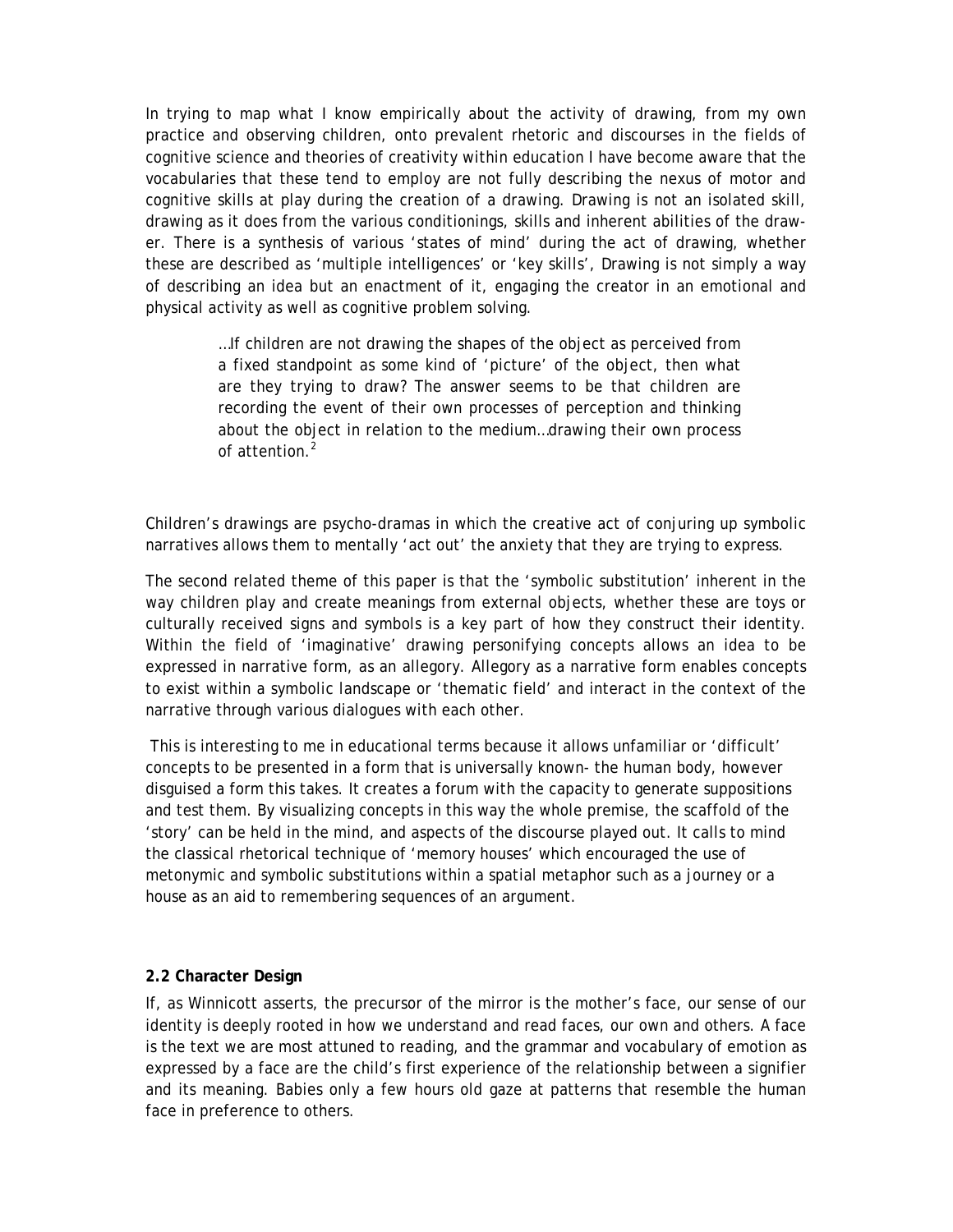In trying to map what I know empirically about the activity of drawing, from my own practice and observing children, onto prevalent rhetoric and discourses in the fields of cognitive science and theories of creativity within education I have become aware that the vocabularies that these tend to employ are not fully describing the nexus of motor and cognitive skills at play during the creation of a drawing. Drawing is not an isolated skill, drawing as it does from the various conditionings, skills and inherent abilities of the drawer. There is a synthesis of various 'states of mind' during the act of drawing, whether these are described as 'multiple intelligences' or 'key skills', Drawing is not simply a way of describing an idea but an enactment of it, engaging the creator in an emotional and physical activity as well as cognitive problem solving.

> …If children are not drawing the shapes of the object as perceived from a fixed standpoint as some kind of 'picture' of the object, then what are they trying to draw? The answer seems to be that children are recording the event of their own processes of perception and thinking about the object in relation to the medium…drawing their own process of attention.[2]

Children's drawings are psycho-dramas in which the creative act of conjuring up symbolic narratives allows them to mentally 'act out' the anxiety that they are trying to express.

The second related theme of this paper is that the 'symbolic substitution' inherent in the way children play and create meanings from external objects, whether these are toys or culturally received signs and symbols is a key part of how they construct their identity. Within the field of 'imaginative' drawing personifying concepts allows an idea to be expressed in narrative form, as an allegory. Allegory as a narrative form enables concepts to exist within a symbolic landscape or 'thematic field' and interact in the context of the narrative through various dialogues with each other.

This is interesting to me in educational terms because it allows unfamiliar or 'difficult' concepts to be presented in a form that is universally known- the human body, however disguised a form this takes. It creates a forum with the capacity to generate suppositions and test them. By visualizing concepts in this way the whole premise, the scaffold of the 'story' can be held in the mind, and aspects of the discourse played out. It calls to mind the classical rhetorical technique of 'memory houses' which encouraged the use of metonymic and symbolic substitutions within a spatial metaphor such as a journey or a house as an aid to remembering sequences of an argument.

### 2.2 Character Design

If, as Winnicott asserts, the precursor of the mirror is the mother's face, our sense of our identity is deeply rooted in how we understand and read faces, our own and others. A face is the text we are most attuned to reading, and the grammar and vocabulary of emotion as expressed by a face are the child's first experience of the relationship between a signifier and its meaning. Babies only a few hours old gaze at patterns that resemble the human face in preference to others.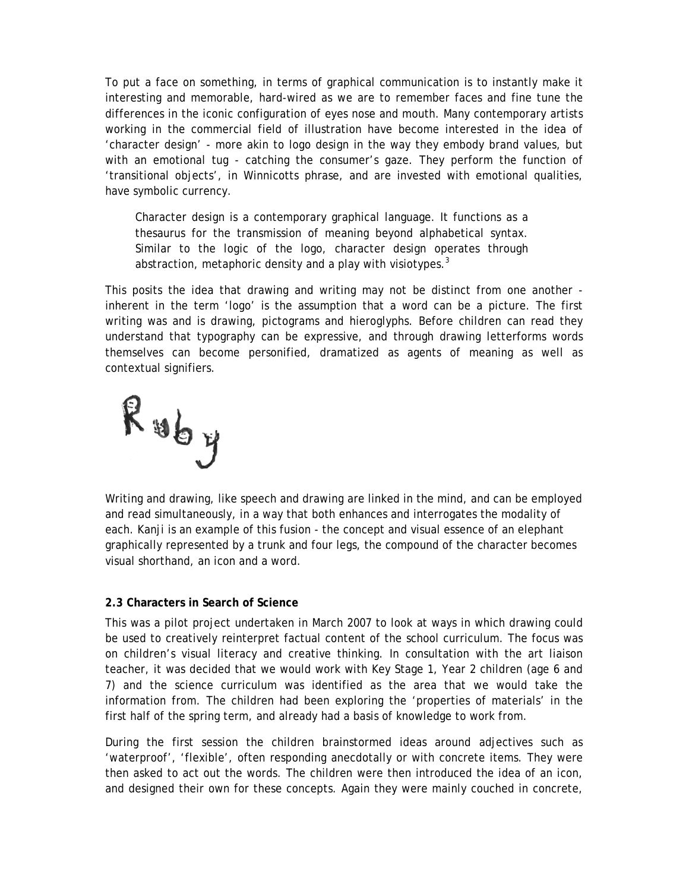To put a face on something, in terms of graphical communication is to instantly make it interesting and memorable, hard-wired as we are to remember faces and fine tune the differences in the iconic configuration of eyes nose and mouth. Many contemporary artists working in the commercial field of illustration have become interested in the idea of 'character design' - more akin to logo design in the way they embody brand values, but with an emotional tug - catching the consumer's gaze. They perform the function of 'transitional objects', in Winnicotts phrase, and are invested with emotional qualities, have symbolic currency.

> Character design is a contemporary graphical language. It functions as a thesaurus for the transmission of meaning beyond alphabetical syntax. Similar to the logic of the logo, character design operates through abstraction, metaphoric density and a play with visiotypes.[3]

This posits the idea that drawing and writing may not be distinct from one another - inherent in the term 'logo' is the assumption that a word can be a picture. The first writing was and is drawing, pictograms and hieroglyphs. Before children can read they understand that typography can be expressive, and through drawing letterforms words themselves can become personified, dramatized as agents of meaning as well as contextual signifiers.

Writing and drawing, like speech and drawing are linked in the mind, and can be employed and read simultaneously, in a way that both enhances and interrogates the modality of each. Kanji is an example of this fusion - the concept and visual essence of an elephant graphically represented by a trunk and four legs, the compound of the character becomes visual shorthand, an icon and a word.

### 2.3 Characters in Search of Science

This was a pilot project undertaken in March 2007 to look at ways in which drawing could be used to creatively reinterpret factual content of the school curriculum. The focus was on children's visual literacy and creative thinking. In consultation with the art liaison teacher, it was decided that we would work with Key Stage 1, Year 2 children (age 6 and 7) and the science curriculum was identified as the area that we would take the information from. The children had been exploring the 'properties of materials' in the first half of the spring term, and already had a basis of knowledge to work from.

During the first session the children brainstormed ideas around adjectives such as 'waterproof', 'flexible', often responding anecdotally or with concrete items. They were then asked to act out the words. The children were then introduced the idea of an icon, and designed their own for these concepts. Again they were mainly couched in concrete,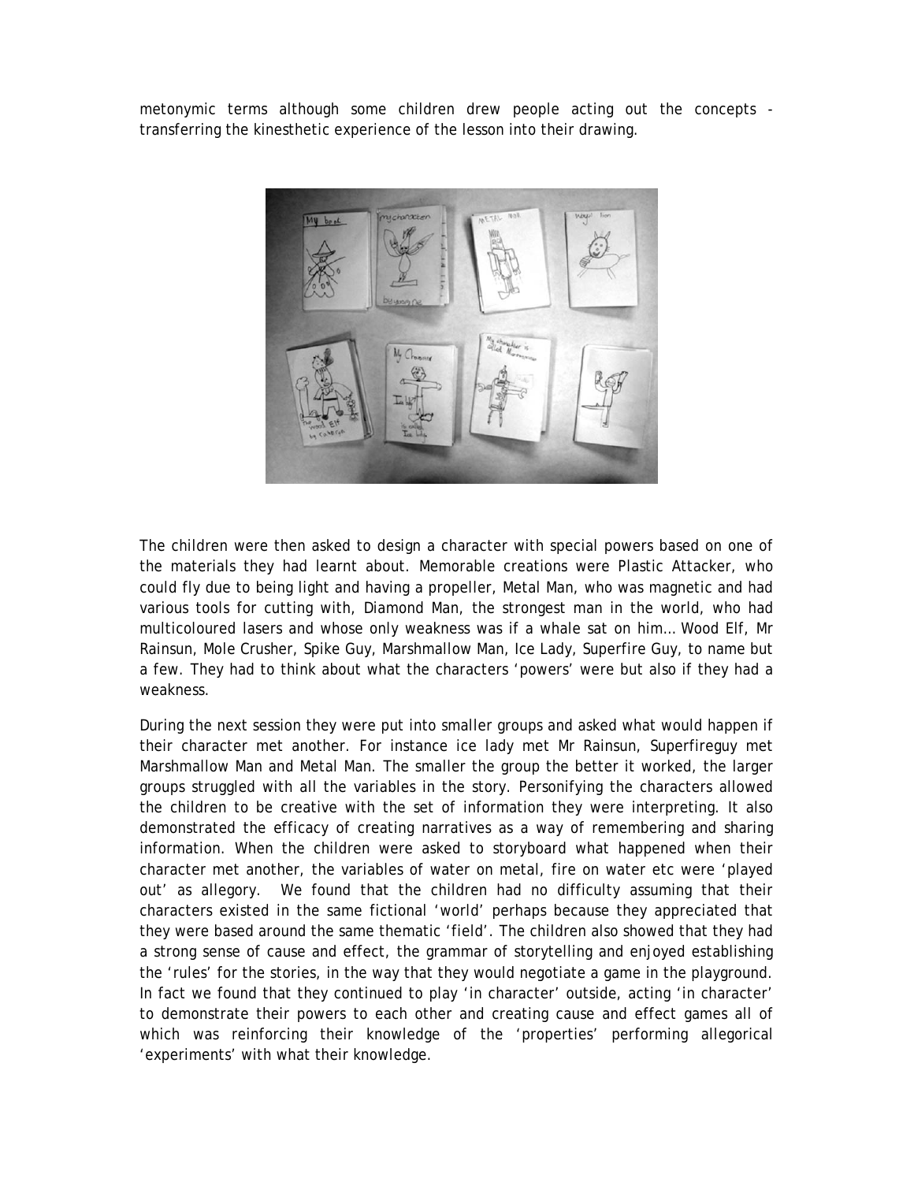metonymic terms although some children drew people acting out the concepts - transferring the kinesthetic experience of the lesson into their drawing.

The children were then asked to design a character with special powers based on one of the materials they had learnt about. Memorable creations were Plastic Attacker, who could fly due to being light and having a propeller, Metal Man, who was magnetic and had various tools for cutting with, Diamond Man, the strongest man in the world, who had multicoloured lasers and whose only weakness was if a whale sat on him… Wood Elf, Mr Rainsun, Mole Crusher, Spike Guy, Marshmallow Man, Ice Lady, Superfire Guy, to name but a few. They had to think about what the characters 'powers' were but also if they had a weakness.

During the next session they were put into smaller groups and asked what would happen if their character met another. For instance ice lady met Mr Rainsun, Superfireguy met Marshmallow Man and Metal Man. The smaller the group the better it worked, the larger groups struggled with all the variables in the story. Personifying the characters allowed the children to be creative with the set of information they were interpreting. It also demonstrated the efficacy of creating narratives as a way of remembering and sharing information. When the children were asked to storyboard what happened when their character met another, the variables of water on metal, fire on water etc were 'played out' as allegory. We found that the children had no difficulty assuming that their characters existed in the same fictional 'world' perhaps because they appreciated that they were based around the same thematic 'field'. The children also showed that they had a strong sense of cause and effect, the grammar of storytelling and enjoyed establishing the 'rules' for the stories, in the way that they would negotiate a game in the playground. In fact we found that they continued to play 'in character' outside, acting 'in character' to demonstrate their powers to each other and creating cause and effect games all of which was reinforcing their knowledge of the 'properties' performing allegorical 'experiments' with what their knowledge.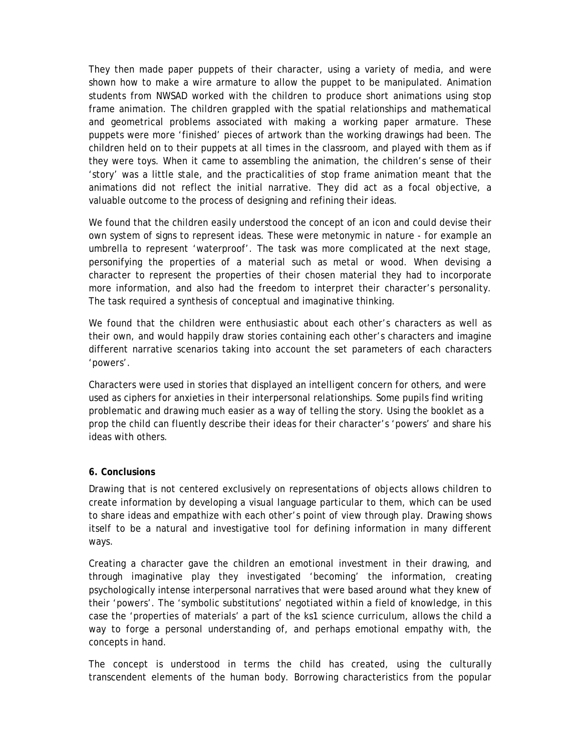They then made paper puppets of their character, using a variety of media, and were shown how to make a wire armature to allow the puppet to be manipulated. Animation students from NWSAD worked with the children to produce short animations using stop frame animation. The children grappled with the spatial relationships and mathematical and geometrical problems associated with making a working paper armature. These puppets were more 'finished' pieces of artwork than the working drawings had been. The children held on to their puppets at all times in the classroom, and played with them as if they were toys. When it came to assembling the animation, the children's sense of their 'story' was a little stale, and the practicalities of stop frame animation meant that the animations did not reflect the initial narrative. They did act as a focal objective, a valuable outcome to the process of designing and refining their ideas.

We found that the children easily understood the concept of an icon and could devise their own system of signs to represent ideas. These were metonymic in nature - for example an umbrella to represent 'waterproof'. The task was more complicated at the next stage, personifying the properties of a material such as metal or wood. When devising a character to represent the properties of their chosen material they had to incorporate more information, and also had the freedom to interpret their character's personality. The task required a synthesis of conceptual and imaginative thinking.

We found that the children were enthusiastic about each other's characters as well as their own, and would happily draw stories containing each other's characters and imagine different narrative scenarios taking into account the set parameters of each characters 'powers'.

Characters were used in stories that displayed an intelligent concern for others, and were used as ciphers for anxieties in their interpersonal relationships. Some pupils find writing problematic and drawing much easier as a way of telling the story. Using the booklet as a prop the child can fluently describe their ideas for their character's 'powers' and share his ideas with others.

**6. Conclusions**

Drawing that is not centered exclusively on representations of objects allows children to create information by developing a visual language particular to them, which can be used to share ideas and empathize with each other's point of view through play. Drawing shows itself to be a natural and investigative tool for defining information in many different ways.

Creating a character gave the children an emotional investment in their drawing, and through imaginative play they investigated 'becoming' the information, creating psychologically intense interpersonal narratives that were based around what they knew of their 'powers'. The 'symbolic substitutions' negotiated within a field of knowledge, in this case the 'properties of materials' a part of the ks1 science curriculum, allows the child a way to forge a personal understanding of, and perhaps emotional empathy with, the concepts in hand.

The concept is understood in terms the child has created, using the culturally transcendent elements of the human body. Borrowing characteristics from the popular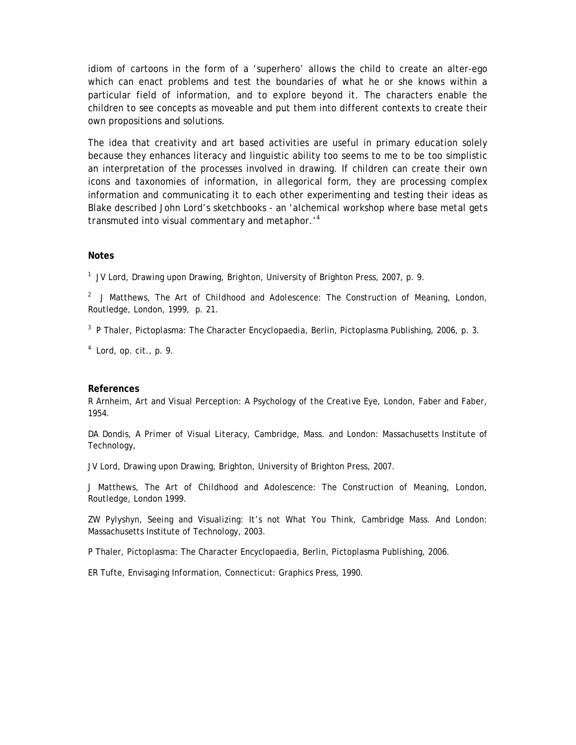idiom of cartoons in the form of a 'superhero' allows the child to create an alter-ego which can enact problems and test the boundaries of what he or she knows within a particular field of information, and to explore beyond it. The characters enable the children to see concepts as moveable and put them into different contexts to create their own propositions and solutions.

The idea that creativity and art based activities are useful in primary education solely because they enhances literacy and linguistic ability too seems to me to be too simplistic an interpretation of the processes involved in drawing. If children can create their own icons and taxonomies of information, in allegorical form, they are processing complex information and communicating it to each other experimenting and testing their ideas as Blake described John Lord's sketchbooks - an *'alchemical workshop where base metal gets transmuted into visual commentary and metaphor.'*[4]

**Notes**

[1] JV Lord, *Drawing upon Drawing*, Brighton, University of Brighton Press, 2007, p. 9.

[2] J Matthews, *The Art of Childhood and Adolescence: The Construction of Meaning*, London, Routledge, London, 1999, p. 21.

[3] P Thaler, *Pictoplasma: The Character Encyclopaedia*, Berlin, Pictoplasma Publishing, 2006, p. 3.

[4] Lord, *op. cit.*, p. 9.

**References**

R Arnheim, *Art and Visual Perception: A Psychology of the Creative Eye*, London, Faber and Faber, 1954.

DA Dondis, *A Primer of Visual Literacy*, Cambridge, Mass. and London: Massachusetts Institute of Technology,

JV Lord, *Drawing upon Drawing*, Brighton, University of Brighton Press, 2007.

J Matthews, *The Art of Childhood and Adolescence: The Construction of Meaning*, London, Routledge, London 1999.

ZW Pylyshyn, *Seeing and Visualizing: It's not What You Think*, Cambridge Mass. And London: Massachusetts Institute of Technology, 2003.

P Thaler, *Pictoplasma: The Character Encyclopaedia*, Berlin, Pictoplasma Publishing, 2006.

ER Tufte, *Envisaging Information*, Connecticut: Graphics Press, 1990.